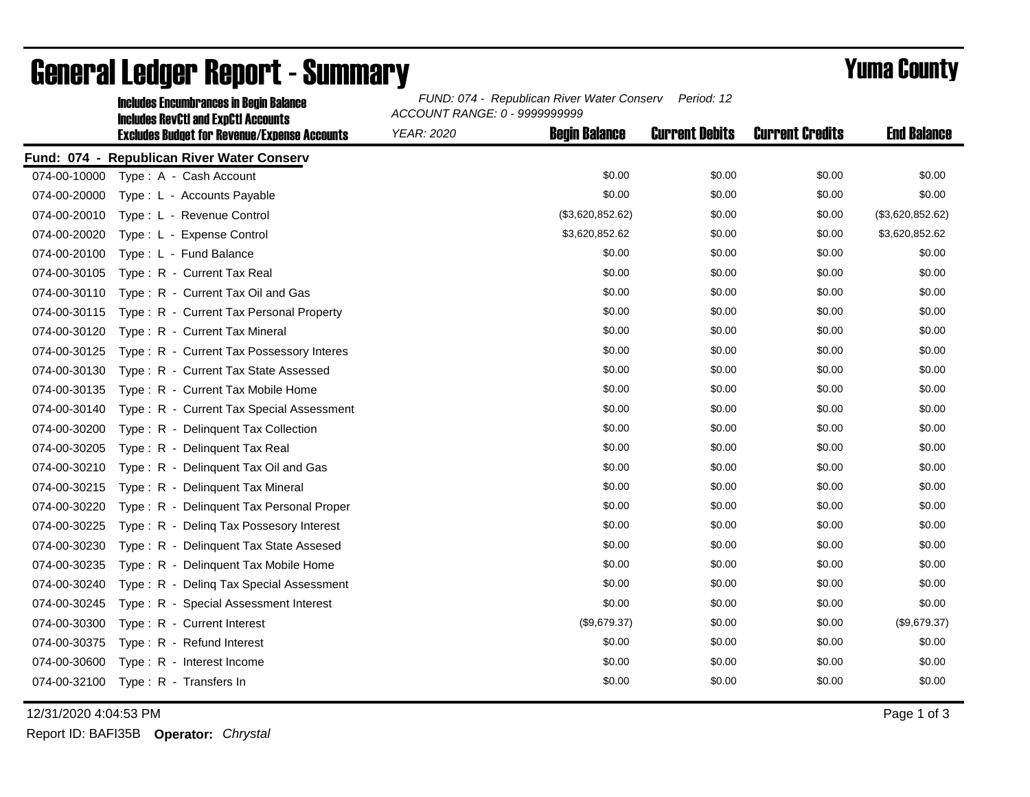# General Ledger Report - Summary

## Yuma County

**Includes Encumbrances in Begin Balance**
**Includes RevCtl and ExpCtl Accounts**
**Excludes Budget for Revenue/Expense Accounts**

*FUND: 074 - Republican River Water Conserv Period: 12*
*ACCOUNT RANGE: 0 - 9999999999*
*YEAR: 2020*

**Fund: 074 - Republican River Water Conserv**

| Account | Description | Begin Balance | Current Debits | Current Credits | End Balance |
|---|---|---|---|---|---|
| 074-00-10000 | Type : A - Cash Account | $0.00 | $0.00 | $0.00 | $0.00 |
| 074-00-20000 | Type : L - Accounts Payable | $0.00 | $0.00 | $0.00 | $0.00 |
| 074-00-20010 | Type : L - Revenue Control | ($3,620,852.62) | $0.00 | $0.00 | ($3,620,852.62) |
| 074-00-20020 | Type : L - Expense Control | $3,620,852.62 | $0.00 | $0.00 | $3,620,852.62 |
| 074-00-20100 | Type : L - Fund Balance | $0.00 | $0.00 | $0.00 | $0.00 |
| 074-00-30105 | Type : R - Current Tax Real | $0.00 | $0.00 | $0.00 | $0.00 |
| 074-00-30110 | Type : R - Current Tax Oil and Gas | $0.00 | $0.00 | $0.00 | $0.00 |
| 074-00-30115 | Type : R - Current Tax Personal Property | $0.00 | $0.00 | $0.00 | $0.00 |
| 074-00-30120 | Type : R - Current Tax Mineral | $0.00 | $0.00 | $0.00 | $0.00 |
| 074-00-30125 | Type : R - Current Tax Possessory Interes | $0.00 | $0.00 | $0.00 | $0.00 |
| 074-00-30130 | Type : R - Current Tax State Assessed | $0.00 | $0.00 | $0.00 | $0.00 |
| 074-00-30135 | Type : R - Current Tax Mobile Home | $0.00 | $0.00 | $0.00 | $0.00 |
| 074-00-30140 | Type : R - Current Tax Special Assessment | $0.00 | $0.00 | $0.00 | $0.00 |
| 074-00-30200 | Type : R - Delinquent Tax Collection | $0.00 | $0.00 | $0.00 | $0.00 |
| 074-00-30205 | Type : R - Delinquent Tax Real | $0.00 | $0.00 | $0.00 | $0.00 |
| 074-00-30210 | Type : R - Delinquent Tax Oil and Gas | $0.00 | $0.00 | $0.00 | $0.00 |
| 074-00-30215 | Type : R - Delinquent Tax Mineral | $0.00 | $0.00 | $0.00 | $0.00 |
| 074-00-30220 | Type : R - Delinquent Tax Personal Proper | $0.00 | $0.00 | $0.00 | $0.00 |
| 074-00-30225 | Type : R - Delinq Tax Possesory Interest | $0.00 | $0.00 | $0.00 | $0.00 |
| 074-00-30230 | Type : R - Delinquent Tax State Assesed | $0.00 | $0.00 | $0.00 | $0.00 |
| 074-00-30235 | Type : R - Delinquent Tax Mobile Home | $0.00 | $0.00 | $0.00 | $0.00 |
| 074-00-30240 | Type : R - Delinq Tax Special Assessment | $0.00 | $0.00 | $0.00 | $0.00 |
| 074-00-30245 | Type : R - Special Assessment Interest | $0.00 | $0.00 | $0.00 | $0.00 |
| 074-00-30300 | Type : R - Current Interest | ($9,679.37) | $0.00 | $0.00 | ($9,679.37) |
| 074-00-30375 | Type : R - Refund Interest | $0.00 | $0.00 | $0.00 | $0.00 |
| 074-00-30600 | Type : R - Interest Income | $0.00 | $0.00 | $0.00 | $0.00 |
| 074-00-32100 | Type : R - Transfers In | $0.00 | $0.00 | $0.00 | $0.00 |

12/31/2020 4:04:53 PM

Report ID: BAFI35B **Operator:** *Chrystal*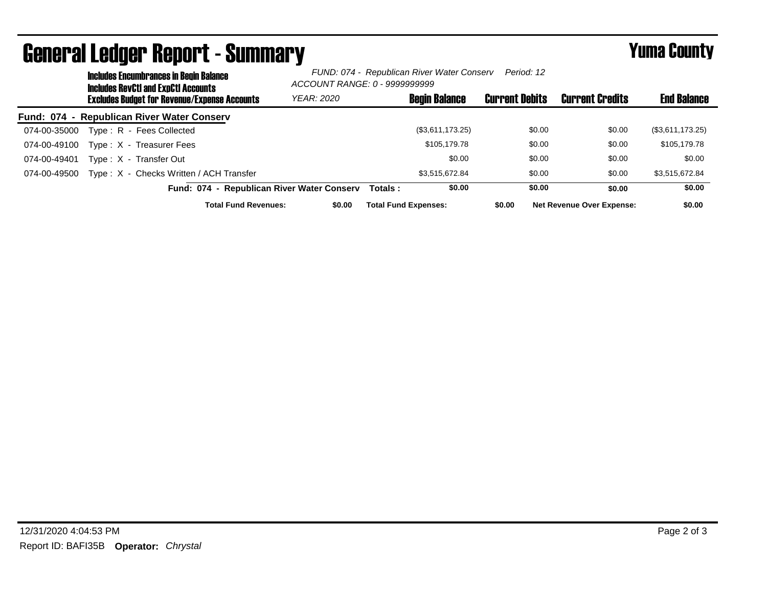# General Ledger Report - Summary

**Yuma County**

Includes Encumbrances in Begin Balance
Includes RevCtl and ExpCtl Accounts
Excludes Budget for Revenue/Expense Accounts

*FUND: 074 - Republican River Water Conserv* *Period: 12*
*ACCOUNT RANGE: 0 - 9999999999*
*YEAR: 2020*

**Fund: 074 - Republican River Water Conserv**

| Account | Description | Begin Balance | Current Debits | Current Credits | End Balance |
|---|---|---|---|---|---|
| 074-00-35000 | Type : R - Fees Collected | ($3,611,173.25) | $0.00 | $0.00 | ($3,611,173.25) |
| 074-00-49100 | Type : X - Treasurer Fees | $105,179.78 | $0.00 | $0.00 | $105,179.78 |
| 074-00-49401 | Type : X - Transfer Out | $0.00 | $0.00 | $0.00 | $0.00 |
| 074-00-49500 | Type : X - Checks Written / ACH Transfer | $3,515,672.84 | $0.00 | $0.00 | $3,515,672.84 |
| | **Fund: 074 - Republican River Water Conserv Totals :** | **$0.00** | **$0.00** | **$0.00** | **$0.00** |

**Total Fund Revenues:** $0.00 **Total Fund Expenses:** $0.00 **Net Revenue Over Expense:** $0.00

12/31/2020 4:04:53 PM

Report ID: BAFI35B **Operator:** *Chrystal*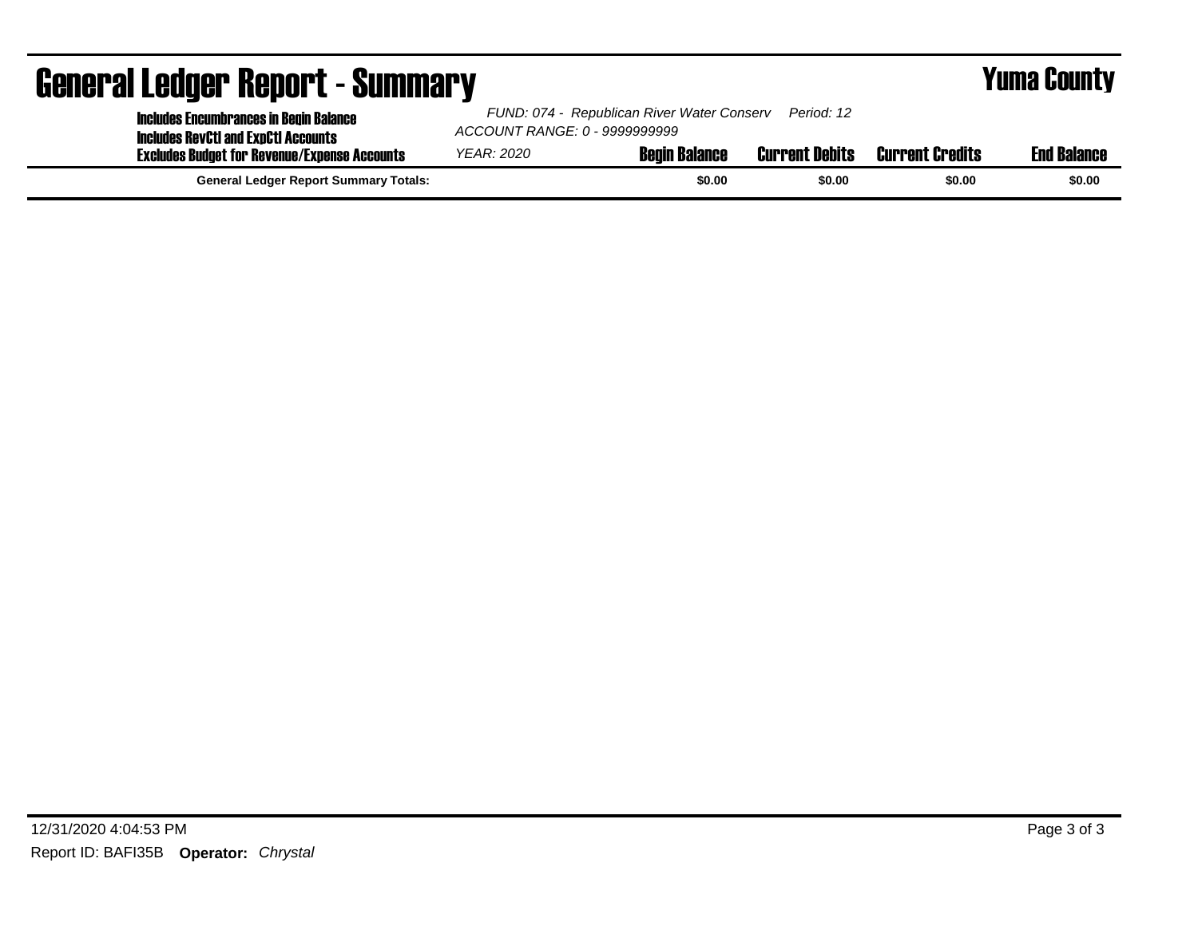# General Ledger Report - Summary

## Yuma County

**Includes Encumbrances in Begin Balance**
**Includes RevCtl and ExpCtl Accounts**
**Excludes Budget for Revenue/Expense Accounts**

*FUND: 074 - Republican River Water Conserv* *Period: 12*
*ACCOUNT RANGE: 0 - 9999999999*
*YEAR: 2020*

| | Begin Balance | Current Debits | Current Credits | End Balance |
|---|---|---|---|---|
| **General Ledger Report Summary Totals:** | **$0.00** | **$0.00** | **$0.00** | **$0.00** |

12/31/2020 4:04:53 PM

Report ID: BAFI35B **Operator:** *Chrystal*